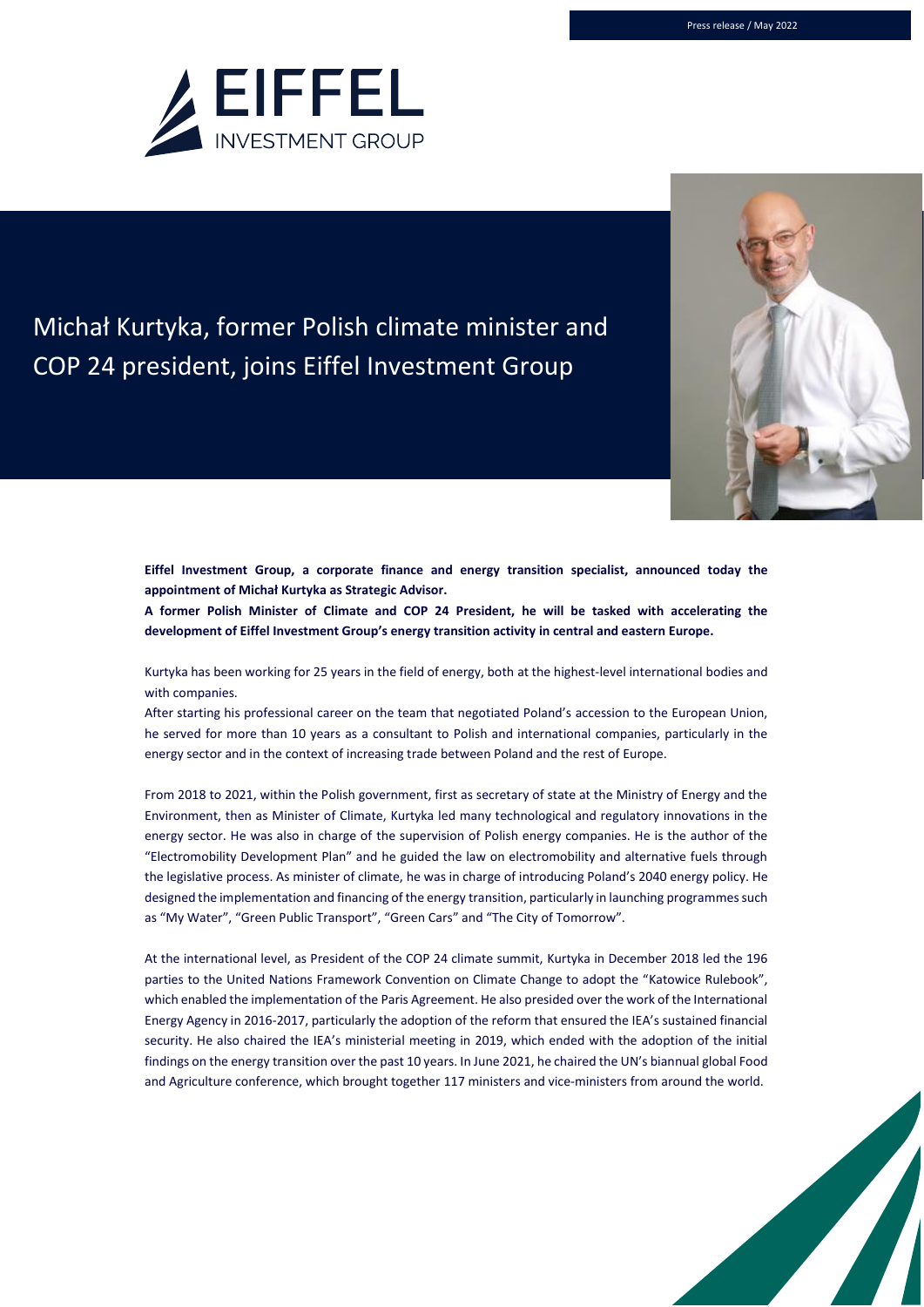Press release / May 2022

EIFFEL INVESTMENT GROUP

# Michał Kurtyka, former Polish climate minister and COP 24 president, joins Eiffel Investment Group

**Eiffel Investment Group, a corporate finance and energy transition specialist, announced today the appointment of Michał Kurtyka as Strategic Advisor.**

**A former Polish Minister of Climate and COP 24 President, he will be tasked with accelerating the development of Eiffel Investment Group's energy transition activity in central and eastern Europe.**

Kurtyka has been working for 25 years in the field of energy, both at the highest-level international bodies and with companies.

After starting his professional career on the team that negotiated Poland's accession to the European Union, he served for more than 10 years as a consultant to Polish and international companies, particularly in the energy sector and in the context of increasing trade between Poland and the rest of Europe.

From 2018 to 2021, within the Polish government, first as secretary of state at the Ministry of Energy and the Environment, then as Minister of Climate, Kurtyka led many technological and regulatory innovations in the energy sector. He was also in charge of the supervision of Polish energy companies. He is the author of the "Electromobility Development Plan" and he guided the law on electromobility and alternative fuels through the legislative process. As minister of climate, he was in charge of introducing Poland's 2040 energy policy. He designed the implementation and financing of the energy transition, particularly in launching programmes such as "My Water", "Green Public Transport", "Green Cars" and "The City of Tomorrow".

At the international level, as President of the COP 24 climate summit, Kurtyka in December 2018 led the 196 parties to the United Nations Framework Convention on Climate Change to adopt the "Katowice Rulebook", which enabled the implementation of the Paris Agreement. He also presided over the work of the International Energy Agency in 2016-2017, particularly the adoption of the reform that ensured the IEA's sustained financial security. He also chaired the IEA's ministerial meeting in 2019, which ended with the adoption of the initial findings on the energy transition over the past 10 years. In June 2021, he chaired the UN's biannual global Food and Agriculture conference, which brought together 117 ministers and vice-ministers from around the world.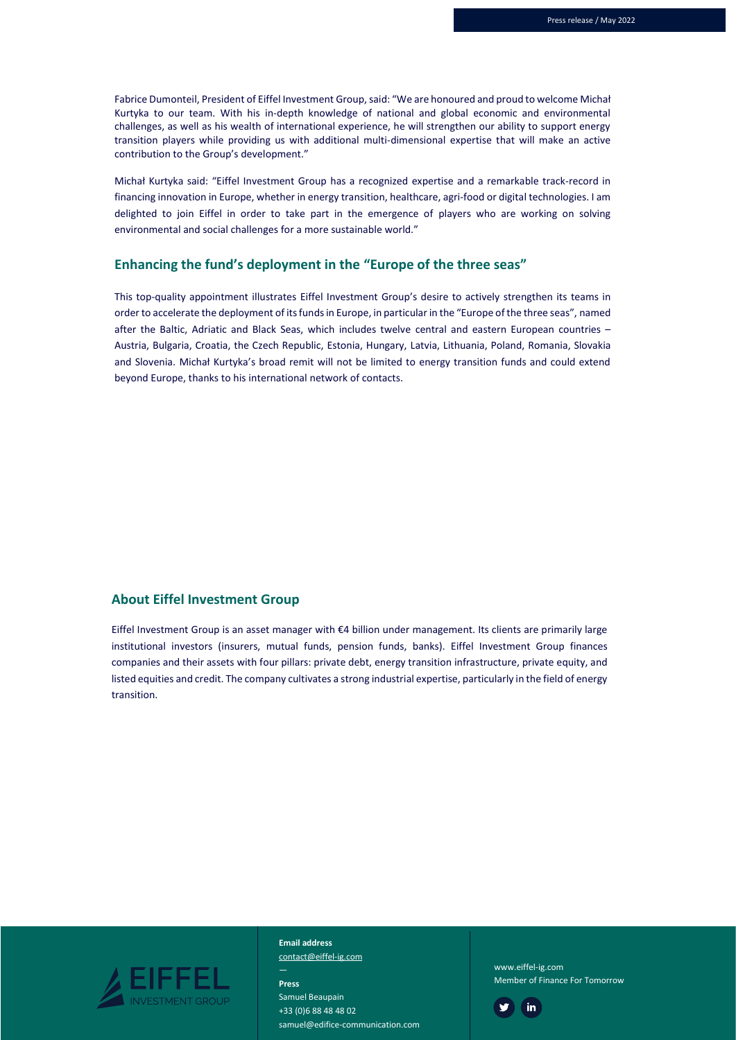Fabrice Dumonteil, President of Eiffel Investment Group, said: "We are honoured and proud to welcome Michał Kurtyka to our team. With his in-depth knowledge of national and global economic and environmental challenges, as well as his wealth of international experience, he will strengthen our ability to support energy transition players while providing us with additional multi-dimensional expertise that will make an active contribution to the Group's development."

Michał Kurtyka said: "Eiffel Investment Group has a recognized expertise and a remarkable track-record in financing innovation in Europe, whether in energy transition, healthcare, agri-food or digital technologies. I am delighted to join Eiffel in order to take part in the emergence of players who are working on solving environmental and social challenges for a more sustainable world."

## Enhancing the fund's deployment in the "Europe of the three seas"

This top-quality appointment illustrates Eiffel Investment Group's desire to actively strengthen its teams in order to accelerate the deployment of its funds in Europe, in particular in the "Europe of the three seas", named after the Baltic, Adriatic and Black Seas, which includes twelve central and eastern European countries – Austria, Bulgaria, Croatia, the Czech Republic, Estonia, Hungary, Latvia, Lithuania, Poland, Romania, Slovakia and Slovenia. Michał Kurtyka's broad remit will not be limited to energy transition funds and could extend beyond Europe, thanks to his international network of contacts.

## About Eiffel Investment Group

Eiffel Investment Group is an asset manager with €4 billion under management. Its clients are primarily large institutional investors (insurers, mutual funds, pension funds, banks). Eiffel Investment Group finances companies and their assets with four pillars: private debt, energy transition infrastructure, private equity, and listed equities and credit. The company cultivates a strong industrial expertise, particularly in the field of energy transition.

EIFFEL INVESTMENT GROUP

**Email address**
contact@eiffel-ig.com

—

**Press**
Samuel Beaupain
+33 (0)6 88 48 48 02
samuel@edifice-communication.com

www.eiffel-ig.com
Member of Finance For Tomorrow